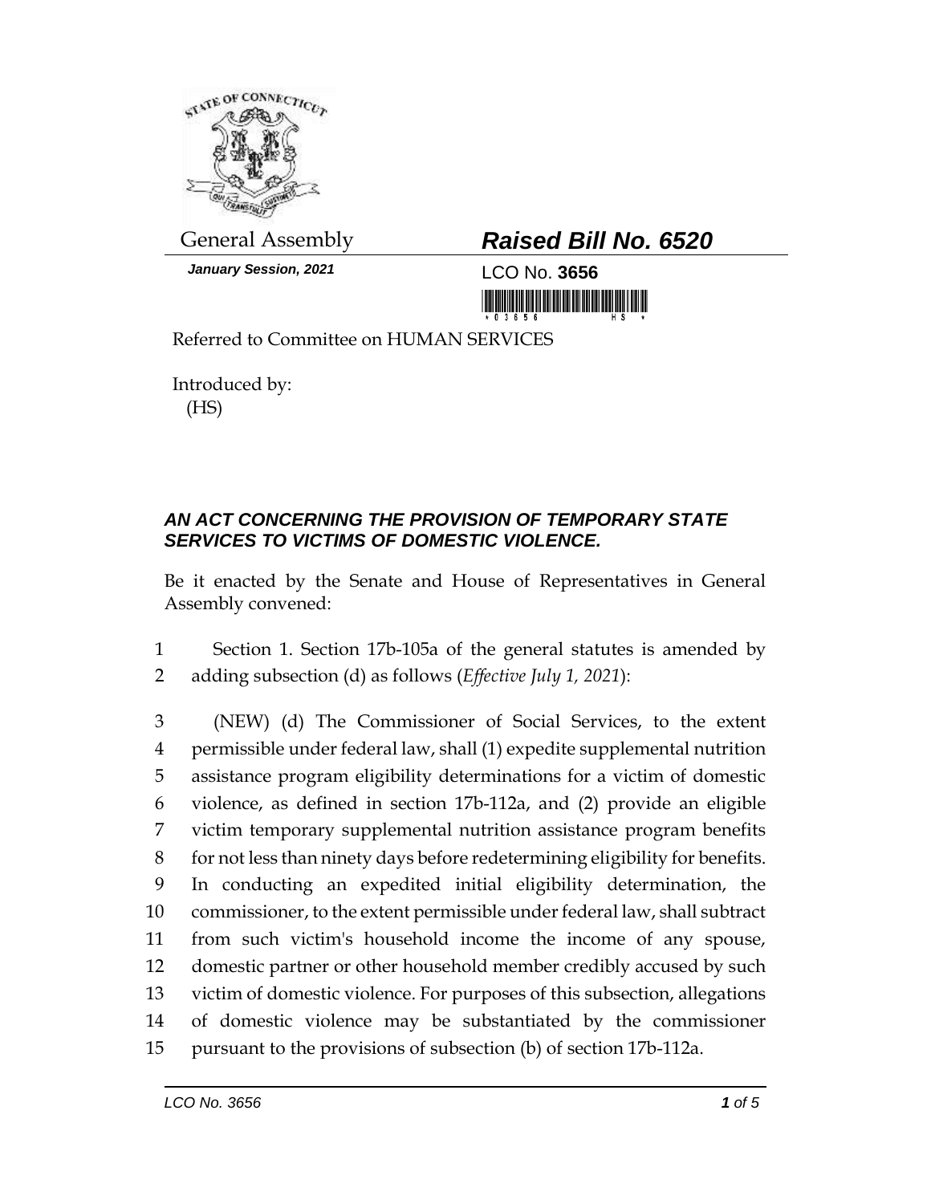General Assembly

***Raised Bill No. 6520***

***January Session, 2021***

LCO No. **3656**

Referred to Committee on HUMAN SERVICES

Introduced by:
(HS)

## *AN ACT CONCERNING THE PROVISION OF TEMPORARY STATE SERVICES TO VICTIMS OF DOMESTIC VIOLENCE.*

Be it enacted by the Senate and House of Representatives in General Assembly convened:

1 Section 1. Section 17b-105a of the general statutes is amended by
2 adding subsection (d) as follows (*Effective July 1, 2021*):

3 (NEW) (d) The Commissioner of Social Services, to the extent
4 permissible under federal law, shall (1) expedite supplemental nutrition
5 assistance program eligibility determinations for a victim of domestic
6 violence, as defined in section 17b-112a, and (2) provide an eligible
7 victim temporary supplemental nutrition assistance program benefits
8 for not less than ninety days before redetermining eligibility for benefits.
9 In conducting an expedited initial eligibility determination, the
10 commissioner, to the extent permissible under federal law, shall subtract
11 from such victim's household income the income of any spouse,
12 domestic partner or other household member credibly accused by such
13 victim of domestic violence. For purposes of this subsection, allegations
14 of domestic violence may be substantiated by the commissioner
15 pursuant to the provisions of subsection (b) of section 17b-112a.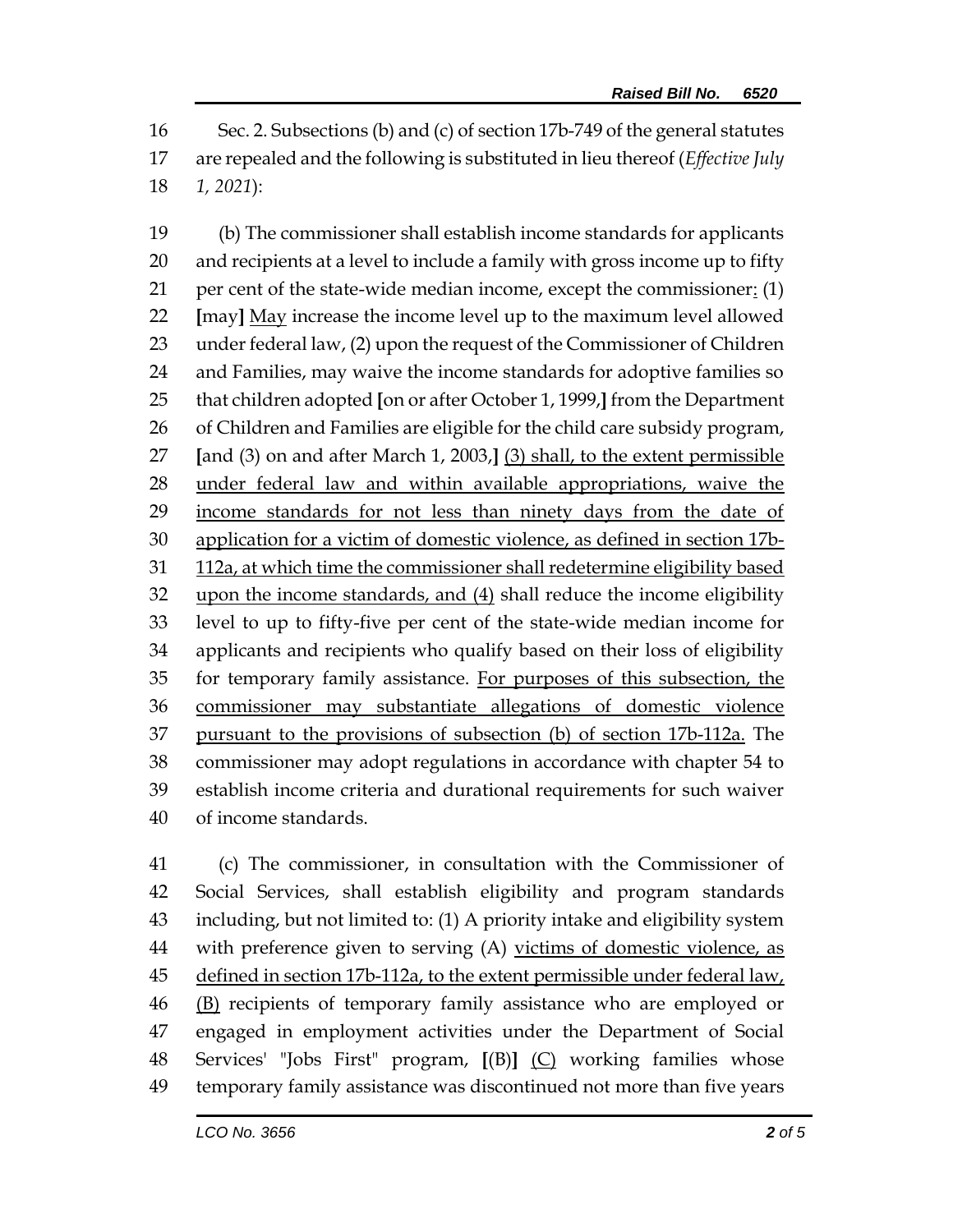Sec. 2. Subsections (b) and (c) of section 17b-749 of the general statutes are repealed and the following is substituted in lieu thereof (*Effective July 1, 2021*):

(b) The commissioner shall establish income standards for applicants and recipients at a level to include a family with gross income up to fifty per cent of the state-wide median income, except the commissioner<u>:</u> (1) **[**may**]** <u>May</u> increase the income level up to the maximum level allowed under federal law, (2) upon the request of the Commissioner of Children and Families, may waive the income standards for adoptive families so that children adopted **[**on or after October 1, 1999,**]** from the Department of Children and Families are eligible for the child care subsidy program, **[**and (3) on and after March 1, 2003,**]** <u>(3) shall, to the extent permissible under federal law and within available appropriations, waive the income standards for not less than ninety days from the date of application for a victim of domestic violence, as defined in section 17b-112a, at which time the commissioner shall redetermine eligibility based upon the income standards, and (4)</u> shall reduce the income eligibility level to up to fifty-five per cent of the state-wide median income for applicants and recipients who qualify based on their loss of eligibility for temporary family assistance. <u>For purposes of this subsection, the commissioner may substantiate allegations of domestic violence pursuant to the provisions of subsection (b) of section 17b-112a.</u> The commissioner may adopt regulations in accordance with chapter 54 to establish income criteria and durational requirements for such waiver of income standards.

(c) The commissioner, in consultation with the Commissioner of Social Services, shall establish eligibility and program standards including, but not limited to: (1) A priority intake and eligibility system with preference given to serving (A) <u>victims of domestic violence, as defined in section 17b-112a, to the extent permissible under federal law, (B)</u> recipients of temporary family assistance who are employed or engaged in employment activities under the Department of Social Services' "Jobs First" program, **[**(B)**]** <u>(C)</u> working families whose temporary family assistance was discontinued not more than five years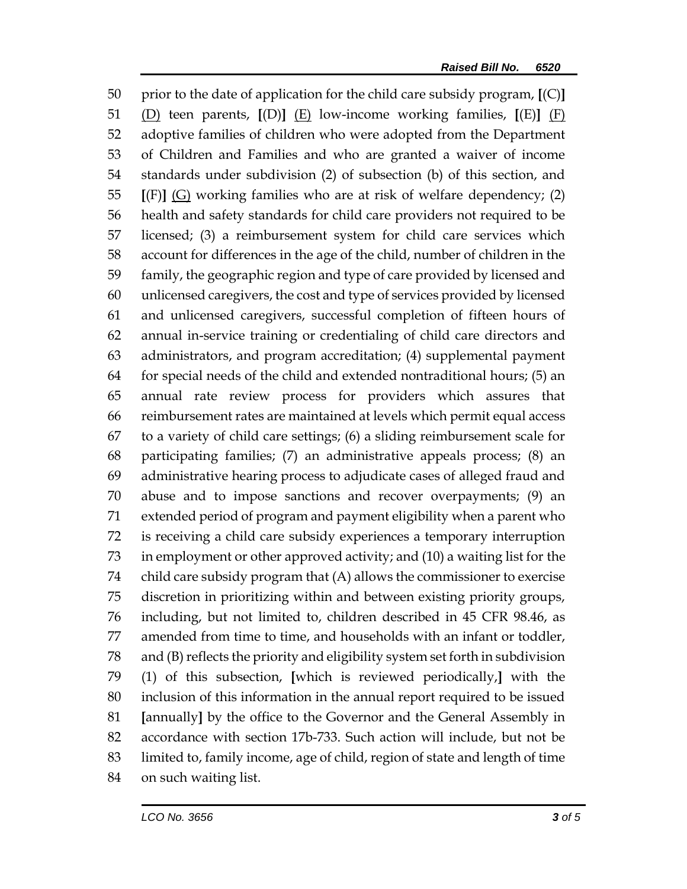prior to the date of application for the child care subsidy program, [(C)] <u>(D)</u> teen parents, [(D)] <u>(E)</u> low-income working families, [(E)] <u>(F)</u> adoptive families of children who were adopted from the Department of Children and Families and who are granted a waiver of income standards under subdivision (2) of subsection (b) of this section, and [(F)] <u>(G)</u> working families who are at risk of welfare dependency; (2) health and safety standards for child care providers not required to be licensed; (3) a reimbursement system for child care services which account for differences in the age of the child, number of children in the family, the geographic region and type of care provided by licensed and unlicensed caregivers, the cost and type of services provided by licensed and unlicensed caregivers, successful completion of fifteen hours of annual in-service training or credentialing of child care directors and administrators, and program accreditation; (4) supplemental payment for special needs of the child and extended nontraditional hours; (5) an annual rate review process for providers which assures that reimbursement rates are maintained at levels which permit equal access to a variety of child care settings; (6) a sliding reimbursement scale for participating families; (7) an administrative appeals process; (8) an administrative hearing process to adjudicate cases of alleged fraud and abuse and to impose sanctions and recover overpayments; (9) an extended period of program and payment eligibility when a parent who is receiving a child care subsidy experiences a temporary interruption in employment or other approved activity; and (10) a waiting list for the child care subsidy program that (A) allows the commissioner to exercise discretion in prioritizing within and between existing priority groups, including, but not limited to, children described in 45 CFR 98.46, as amended from time to time, and households with an infant or toddler, and (B) reflects the priority and eligibility system set forth in subdivision (1) of this subsection, [which is reviewed periodically,] with the inclusion of this information in the annual report required to be issued [annually] by the office to the Governor and the General Assembly in accordance with section 17b-733. Such action will include, but not be limited to, family income, age of child, region of state and length of time on such waiting list.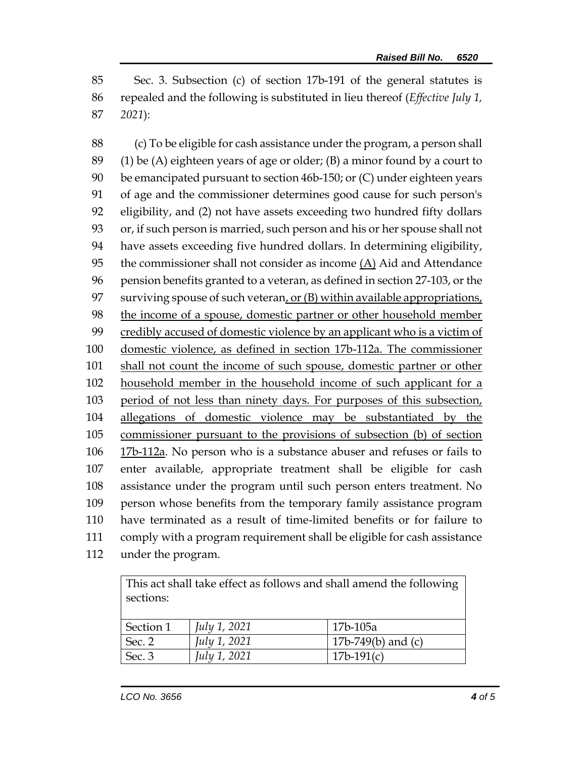Sec. 3. Subsection (c) of section 17b-191 of the general statutes is repealed and the following is substituted in lieu thereof (*Effective July 1, 2021*):

(c) To be eligible for cash assistance under the program, a person shall (1) be (A) eighteen years of age or older; (B) a minor found by a court to be emancipated pursuant to section 46b-150; or (C) under eighteen years of age and the commissioner determines good cause for such person's eligibility, and (2) not have assets exceeding two hundred fifty dollars or, if such person is married, such person and his or her spouse shall not have assets exceeding five hundred dollars. In determining eligibility, the commissioner shall not consider as income <u>(A)</u> Aid and Attendance pension benefits granted to a veteran, as defined in section 27-103, or the surviving spouse of such veteran<u>, or (B) within available appropriations, the income of a spouse, domestic partner or other household member credibly accused of domestic violence by an applicant who is a victim of domestic violence, as defined in section 17b-112a. The commissioner shall not count the income of such spouse, domestic partner or other household member in the household income of such applicant for a period of not less than ninety days. For purposes of this subsection, allegations of domestic violence may be substantiated by the commissioner pursuant to the provisions of subsection (b) of section 17b-112a</u>. No person who is a substance abuser and refuses or fails to enter available, appropriate treatment shall be eligible for cash assistance under the program until such person enters treatment. No person whose benefits from the temporary family assistance program have terminated as a result of time-limited benefits or for failure to comply with a program requirement shall be eligible for cash assistance under the program.

| This act shall take effect as follows and shall amend the following sections: | | |
|---|---|---|
| Section 1 | *July 1, 2021* | 17b-105a |
| Sec. 2 | *July 1, 2021* | 17b-749(b) and (c) |
| Sec. 3 | *July 1, 2021* | 17b-191(c) |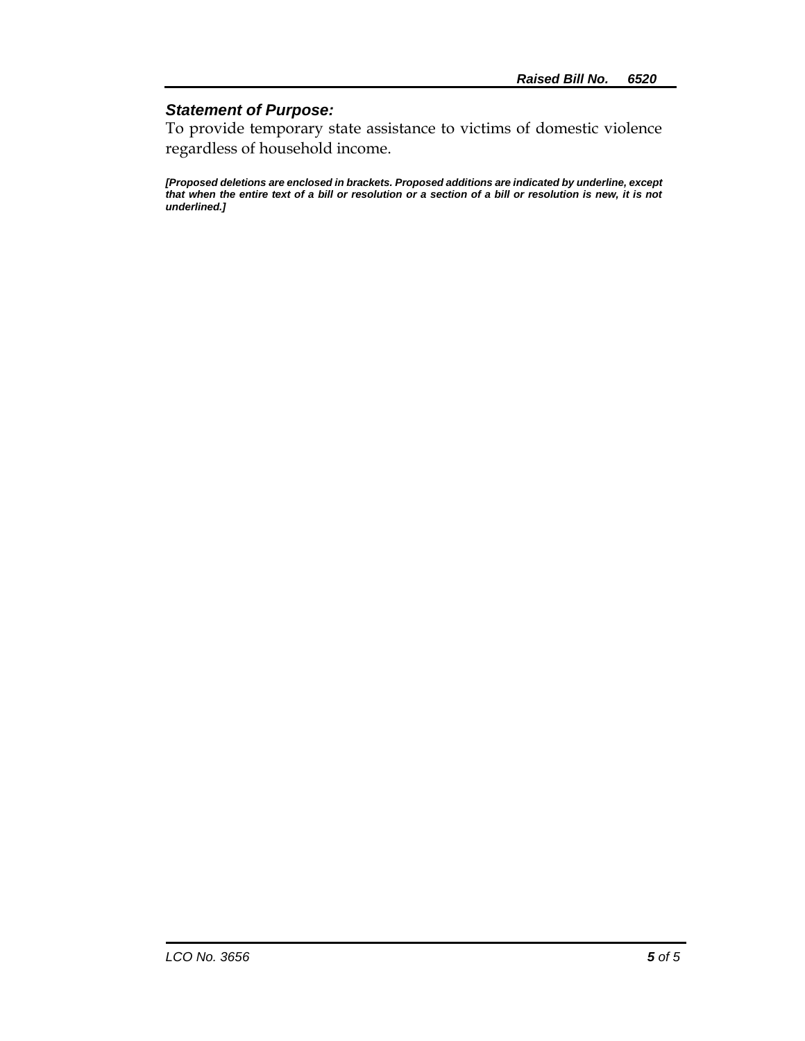***Statement of Purpose:***

To provide temporary state assistance to victims of domestic violence regardless of household income.

***[Proposed deletions are enclosed in brackets. Proposed additions are indicated by underline, except that when the entire text of a bill or resolution or a section of a bill or resolution is new, it is not underlined.]***